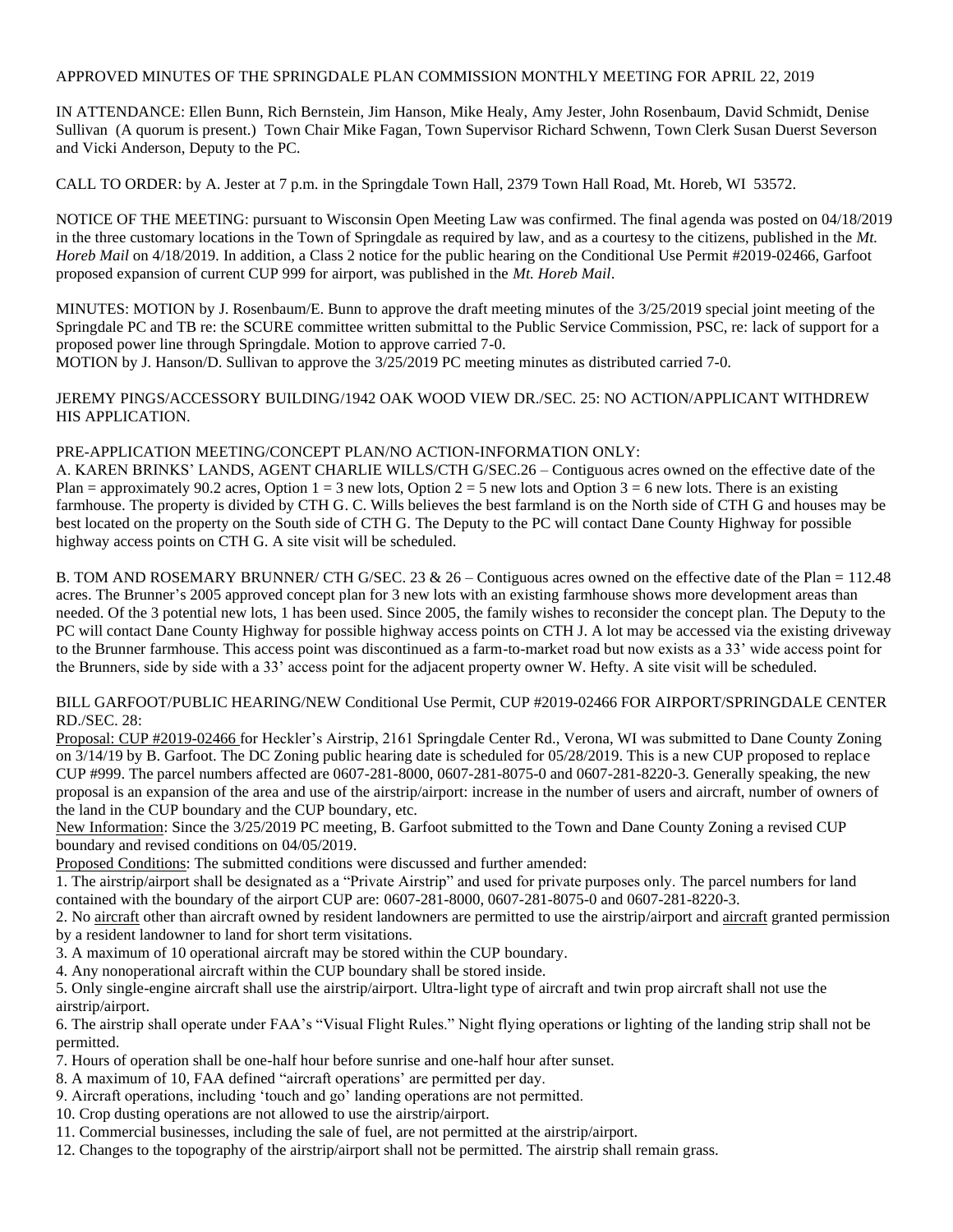APPROVED MINUTES OF THE SPRINGDALE PLAN COMMISSION MONTHLY MEETING FOR APRIL 22, 2019

IN ATTENDANCE: Ellen Bunn, Rich Bernstein, Jim Hanson, Mike Healy, Amy Jester, John Rosenbaum, David Schmidt, Denise Sullivan (A quorum is present.) Town Chair Mike Fagan, Town Supervisor Richard Schwenn, Town Clerk Susan Duerst Severson and Vicki Anderson, Deputy to the PC.

CALL TO ORDER: by A. Jester at 7 p.m. in the Springdale Town Hall, 2379 Town Hall Road, Mt. Horeb, WI 53572.

NOTICE OF THE MEETING: pursuant to Wisconsin Open Meeting Law was confirmed. The final agenda was posted on 04/18/2019 in the three customary locations in the Town of Springdale as required by law, and as a courtesy to the citizens, published in the *Mt. Horeb Mail* on 4/18/2019. In addition, a Class 2 notice for the public hearing on the Conditional Use Permit #2019-02466, Garfoot proposed expansion of current CUP 999 for airport, was published in the *Mt. Horeb Mail*.

MINUTES: MOTION by J. Rosenbaum/E. Bunn to approve the draft meeting minutes of the 3/25/2019 special joint meeting of the Springdale PC and TB re: the SCURE committee written submittal to the Public Service Commission, PSC, re: lack of support for a proposed power line through Springdale. Motion to approve carried 7-0.
MOTION by J. Hanson/D. Sullivan to approve the 3/25/2019 PC meeting minutes as distributed carried 7-0.

JEREMY PINGS/ACCESSORY BUILDING/1942 OAK WOOD VIEW DR./SEC. 25: NO ACTION/APPLICANT WITHDREW HIS APPLICATION.

PRE-APPLICATION MEETING/CONCEPT PLAN/NO ACTION-INFORMATION ONLY:

A. KAREN BRINKS' LANDS, AGENT CHARLIE WILLS/CTH G/SEC.26 – Contiguous acres owned on the effective date of the Plan = approximately 90.2 acres, Option 1 = 3 new lots, Option 2 = 5 new lots and Option 3 = 6 new lots. There is an existing farmhouse. The property is divided by CTH G. C. Wills believes the best farmland is on the North side of CTH G and houses may be best located on the property on the South side of CTH G. The Deputy to the PC will contact Dane County Highway for possible highway access points on CTH G. A site visit will be scheduled.

B. TOM AND ROSEMARY BRUNNER/ CTH G/SEC. 23 & 26 – Contiguous acres owned on the effective date of the Plan = 112.48 acres. The Brunner's 2005 approved concept plan for 3 new lots with an existing farmhouse shows more development areas than needed. Of the 3 potential new lots, 1 has been used. Since 2005, the family wishes to reconsider the concept plan. The Deputy to the PC will contact Dane County Highway for possible highway access points on CTH J. A lot may be accessed via the existing driveway to the Brunner farmhouse. This access point was discontinued as a farm-to-market road but now exists as a 33' wide access point for the Brunners, side by side with a 33' access point for the adjacent property owner W. Hefty. A site visit will be scheduled.

BILL GARFOOT/PUBLIC HEARING/NEW Conditional Use Permit, CUP #2019-02466 FOR AIRPORT/SPRINGDALE CENTER RD./SEC. 28:

Proposal: CUP #2019-02466 for Heckler's Airstrip, 2161 Springdale Center Rd., Verona, WI was submitted to Dane County Zoning on 3/14/19 by B. Garfoot. The DC Zoning public hearing date is scheduled for 05/28/2019. This is a new CUP proposed to replace CUP #999. The parcel numbers affected are 0607-281-8000, 0607-281-8075-0 and 0607-281-8220-3. Generally speaking, the new proposal is an expansion of the area and use of the airstrip/airport: increase in the number of users and aircraft, number of owners of the land in the CUP boundary and the CUP boundary, etc.

New Information: Since the 3/25/2019 PC meeting, B. Garfoot submitted to the Town and Dane County Zoning a revised CUP boundary and revised conditions on 04/05/2019.

Proposed Conditions: The submitted conditions were discussed and further amended:

1. The airstrip/airport shall be designated as a "Private Airstrip" and used for private purposes only. The parcel numbers for land contained with the boundary of the airport CUP are: 0607-281-8000, 0607-281-8075-0 and 0607-281-8220-3.
2. No aircraft other than aircraft owned by resident landowners are permitted to use the airstrip/airport and aircraft granted permission by a resident landowner to land for short term visitations.
3. A maximum of 10 operational aircraft may be stored within the CUP boundary.
4. Any nonoperational aircraft within the CUP boundary shall be stored inside.
5. Only single-engine aircraft shall use the airstrip/airport. Ultra-light type of aircraft and twin prop aircraft shall not use the airstrip/airport.
6. The airstrip shall operate under FAA's "Visual Flight Rules." Night flying operations or lighting of the landing strip shall not be permitted.
7. Hours of operation shall be one-half hour before sunrise and one-half hour after sunset.
8. A maximum of 10, FAA defined "aircraft operations' are permitted per day.
9. Aircraft operations, including 'touch and go' landing operations are not permitted.
10. Crop dusting operations are not allowed to use the airstrip/airport.
11. Commercial businesses, including the sale of fuel, are not permitted at the airstrip/airport.
12. Changes to the topography of the airstrip/airport shall not be permitted. The airstrip shall remain grass.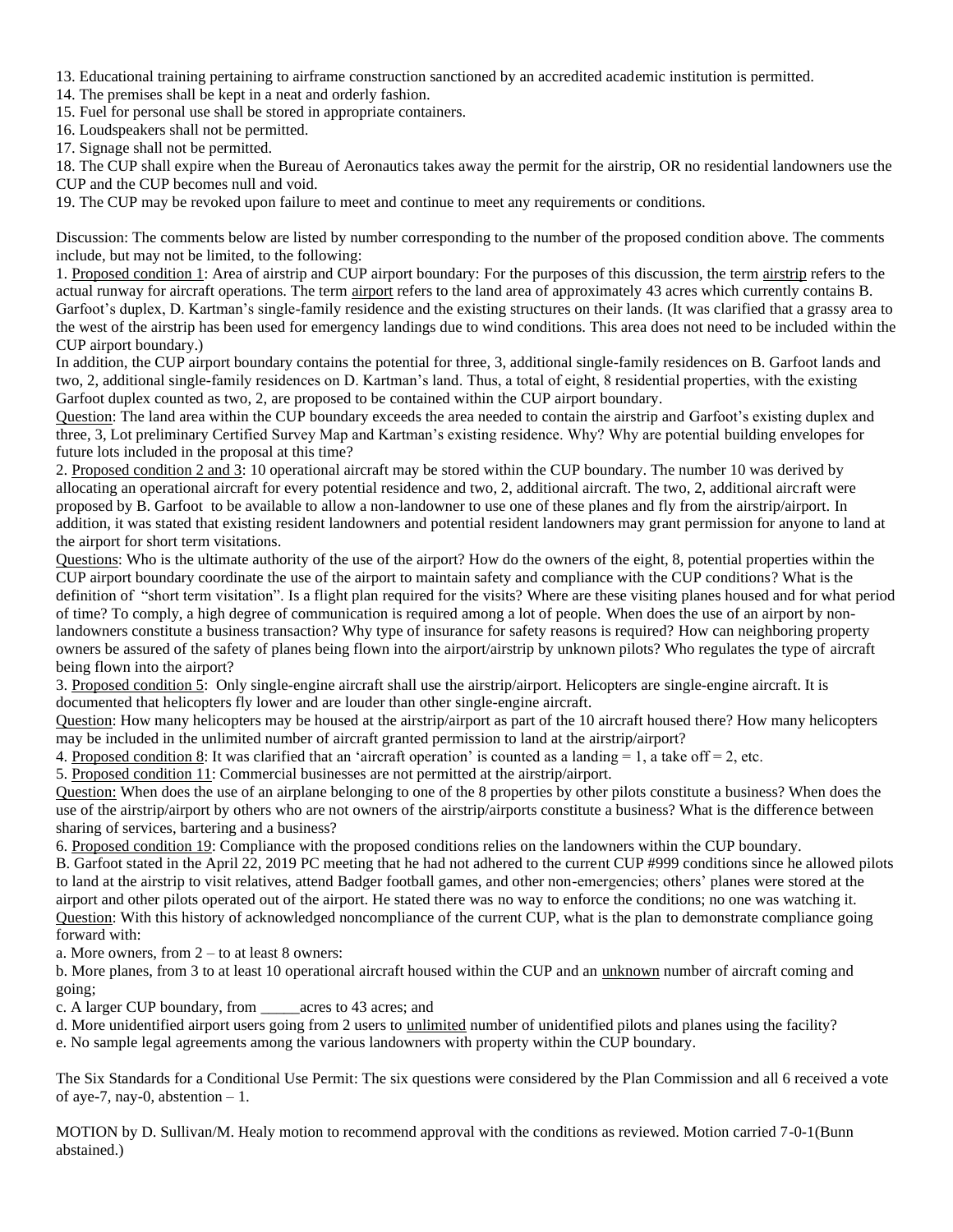13. Educational training pertaining to airframe construction sanctioned by an accredited academic institution is permitted.
14. The premises shall be kept in a neat and orderly fashion.
15. Fuel for personal use shall be stored in appropriate containers.
16. Loudspeakers shall not be permitted.
17. Signage shall not be permitted.
18. The CUP shall expire when the Bureau of Aeronautics takes away the permit for the airstrip, OR no residential landowners use the CUP and the CUP becomes null and void.
19. The CUP may be revoked upon failure to meet and continue to meet any requirements or conditions.

Discussion: The comments below are listed by number corresponding to the number of the proposed condition above. The comments include, but may not be limited, to the following:

1. Proposed condition 1: Area of airstrip and CUP airport boundary: For the purposes of this discussion, the term airstrip refers to the actual runway for aircraft operations. The term airport refers to the land area of approximately 43 acres which currently contains B. Garfoot's duplex, D. Kartman's single-family residence and the existing structures on their lands. (It was clarified that a grassy area to the west of the airstrip has been used for emergency landings due to wind conditions. This area does not need to be included within the CUP airport boundary.)

In addition, the CUP airport boundary contains the potential for three, 3, additional single-family residences on B. Garfoot lands and two, 2, additional single-family residences on D. Kartman's land. Thus, a total of eight, 8 residential properties, with the existing Garfoot duplex counted as two, 2, are proposed to be contained within the CUP airport boundary.

Question: The land area within the CUP boundary exceeds the area needed to contain the airstrip and Garfoot's existing duplex and three, 3, Lot preliminary Certified Survey Map and Kartman's existing residence. Why? Why are potential building envelopes for future lots included in the proposal at this time?

2. Proposed condition 2 and 3: 10 operational aircraft may be stored within the CUP boundary. The number 10 was derived by allocating an operational aircraft for every potential residence and two, 2, additional aircraft. The two, 2, additional aircraft were proposed by B. Garfoot to be available to allow a non-landowner to use one of these planes and fly from the airstrip/airport. In addition, it was stated that existing resident landowners and potential resident landowners may grant permission for anyone to land at the airport for short term visitations.

Questions: Who is the ultimate authority of the use of the airport? How do the owners of the eight, 8, potential properties within the CUP airport boundary coordinate the use of the airport to maintain safety and compliance with the CUP conditions? What is the definition of "short term visitation". Is a flight plan required for the visits? Where are these visiting planes housed and for what period of time? To comply, a high degree of communication is required among a lot of people. When does the use of an airport by non-landowners constitute a business transaction? Why type of insurance for safety reasons is required? How can neighboring property owners be assured of the safety of planes being flown into the airport/airstrip by unknown pilots? Who regulates the type of aircraft being flown into the airport?

3. Proposed condition 5: Only single-engine aircraft shall use the airstrip/airport. Helicopters are single-engine aircraft. It is documented that helicopters fly lower and are louder than other single-engine aircraft.

Question: How many helicopters may be housed at the airstrip/airport as part of the 10 aircraft housed there? How many helicopters may be included in the unlimited number of aircraft granted permission to land at the airstrip/airport?

4. Proposed condition 8: It was clarified that an 'aircraft operation' is counted as a landing = 1, a take off = 2, etc.

5. Proposed condition 11: Commercial businesses are not permitted at the airstrip/airport.

Question: When does the use of an airplane belonging to one of the 8 properties by other pilots constitute a business? When does the use of the airstrip/airport by others who are not owners of the airstrip/airports constitute a business? What is the difference between sharing of services, bartering and a business?

6. Proposed condition 19: Compliance with the proposed conditions relies on the landowners within the CUP boundary.

B. Garfoot stated in the April 22, 2019 PC meeting that he had not adhered to the current CUP #999 conditions since he allowed pilots to land at the airstrip to visit relatives, attend Badger football games, and other non-emergencies; others' planes were stored at the airport and other pilots operated out of the airport. He stated there was no way to enforce the conditions; no one was watching it.

Question: With this history of acknowledged noncompliance of the current CUP, what is the plan to demonstrate compliance going forward with:

a. More owners, from 2 – to at least 8 owners:
b. More planes, from 3 to at least 10 operational aircraft housed within the CUP and an unknown number of aircraft coming and going;
c. A larger CUP boundary, from _____acres to 43 acres; and
d. More unidentified airport users going from 2 users to unlimited number of unidentified pilots and planes using the facility?
e. No sample legal agreements among the various landowners with property within the CUP boundary.

The Six Standards for a Conditional Use Permit: The six questions were considered by the Plan Commission and all 6 received a vote of aye-7, nay-0, abstention – 1.

MOTION by D. Sullivan/M. Healy motion to recommend approval with the conditions as reviewed. Motion carried 7-0-1(Bunn abstained.)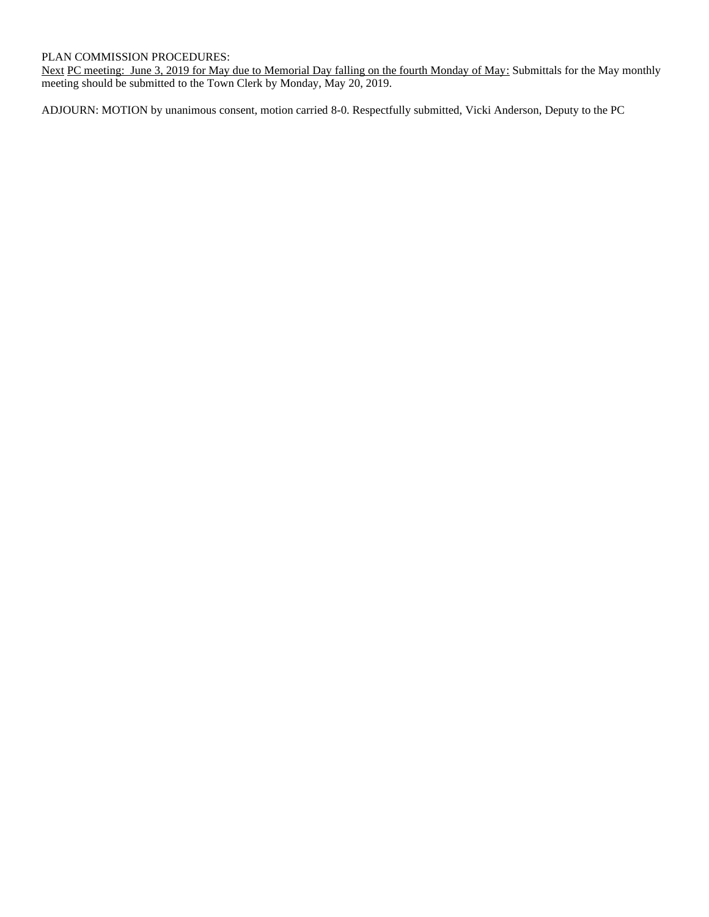PLAN COMMISSION PROCEDURES:

Next PC meeting: June 3, 2019 for May due to Memorial Day falling on the fourth Monday of May: Submittals for the May monthly meeting should be submitted to the Town Clerk by Monday, May 20, 2019.

ADJOURN: MOTION by unanimous consent, motion carried 8-0. Respectfully submitted, Vicki Anderson, Deputy to the PC